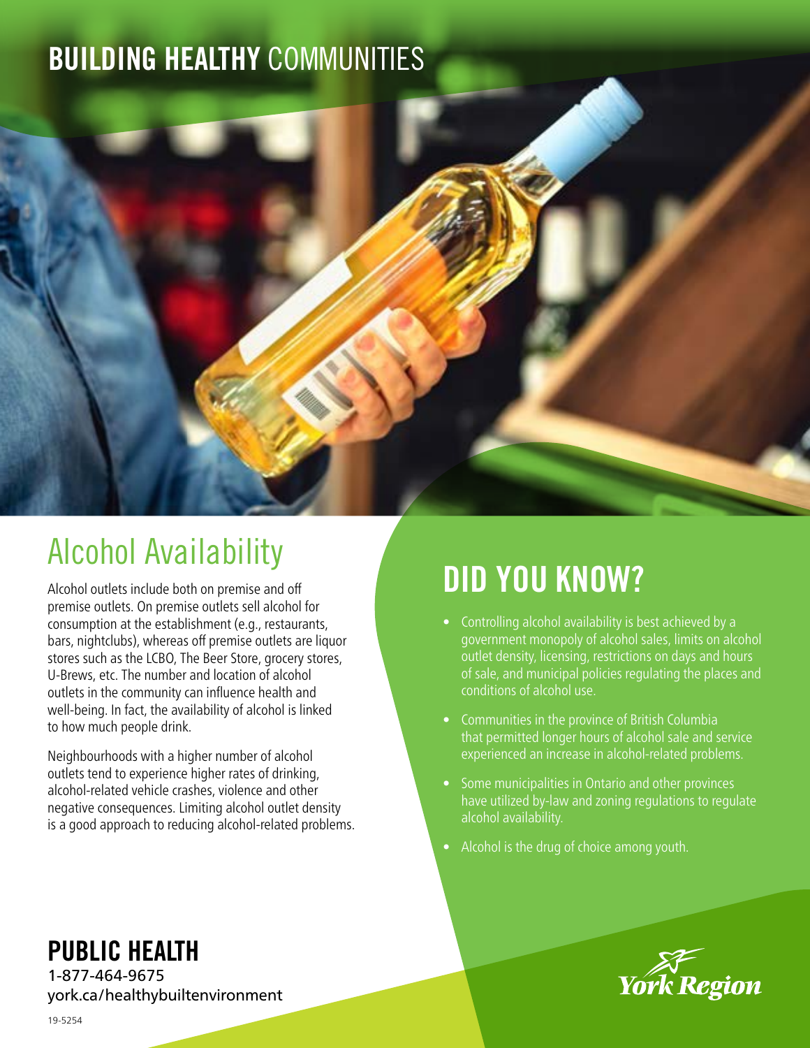# BUILDING HEALTHY COMMUNITIES

## Alcohol Availability

Alcohol outlets include both on premise and off premise outlets. On premise outlets sell alcohol for consumption at the establishment (e.g., restaurants, bars, nightclubs), whereas off premise outlets are liquor stores such as the LCBO, The Beer Store, grocery stores, U-Brews, etc. The number and location of alcohol outlets in the community can influence health and well-being. In fact, the availability of alcohol is linked to how much people drink.

Neighbourhoods with a higher number of alcohol outlets tend to experience higher rates of drinking, alcohol-related vehicle crashes, violence and other negative consequences. Limiting alcohol outlet density is a good approach to reducing alcohol-related problems.

## DID YOU KNOW?

- Controlling alcohol availability is best achieved by a government monopoly of alcohol sales, limits on alcohol outlet density, licensing, restrictions on days and hours of sale, and municipal policies regulating the places and conditions of alcohol use.
- Communities in the province of British Columbia that permitted longer hours of alcohol sale and service experienced an increase in alcohol-related problems.
- Some municipalities in Ontario and other provinces have utilized by-law and zoning regulations to regulate alcohol availability.
- Alcohol is the drug of choice among youth.

**PUBLIC HEALTH**
1-877-464-9675
york.ca/healthybuiltenvironment

York Region

19-5254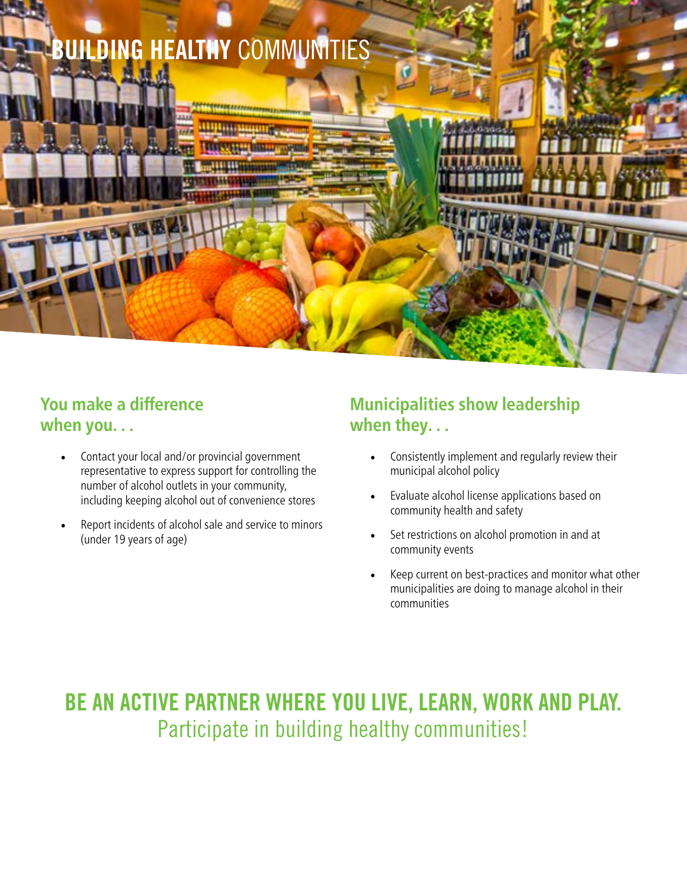# BUILDING HEALTHY COMMUNITIES

## You make a difference when you. . .

- Contact your local and/or provincial government representative to express support for controlling the number of alcohol outlets in your community, including keeping alcohol out of convenience stores
- Report incidents of alcohol sale and service to minors (under 19 years of age)

## Municipalities show leadership when they. . .

- Consistently implement and regularly review their municipal alcohol policy
- Evaluate alcohol license applications based on community health and safety
- Set restrictions on alcohol promotion in and at community events
- Keep current on best-practices and monitor what other municipalities are doing to manage alcohol in their communities

## BE AN ACTIVE PARTNER WHERE YOU LIVE, LEARN, WORK AND PLAY.

Participate in building healthy communities!